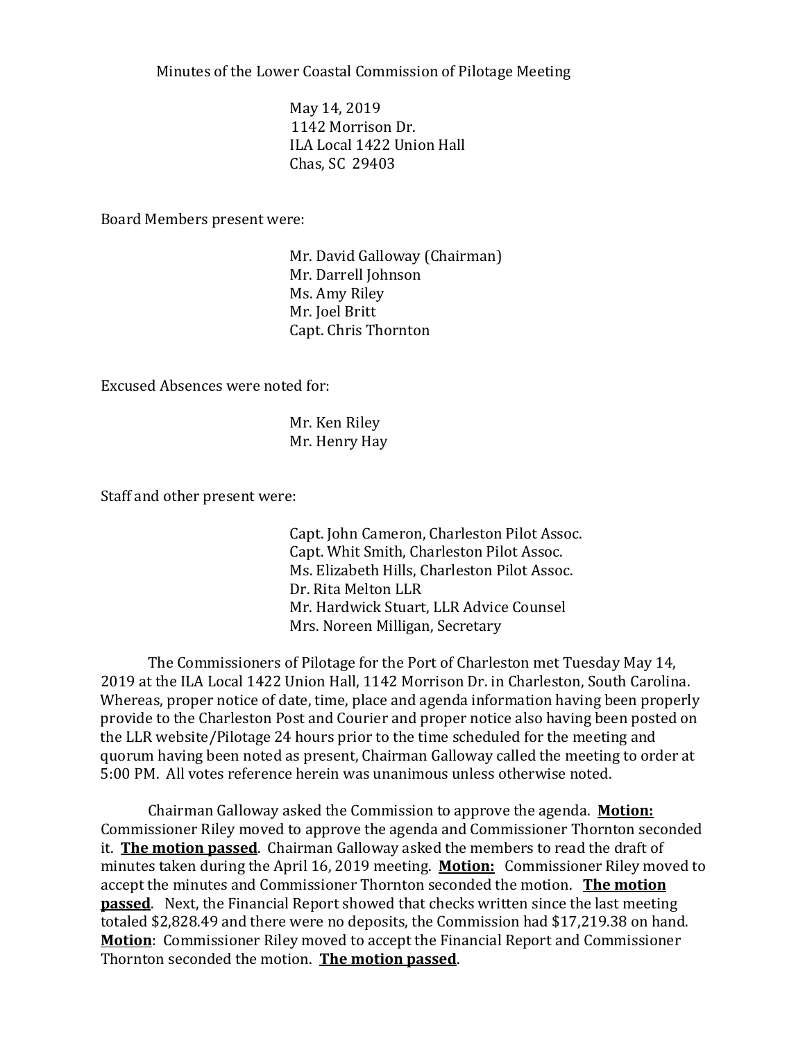Minutes of the Lower Coastal Commission of Pilotage Meeting

May 14, 2019
1142 Morrison Dr.
ILA Local 1422 Union Hall
Chas, SC 29403

Board Members present were:

Mr. David Galloway (Chairman)
Mr. Darrell Johnson
Ms. Amy Riley
Mr. Joel Britt
Capt. Chris Thornton

Excused Absences were noted for:

Mr. Ken Riley
Mr. Henry Hay

Staff and other present were:

Capt. John Cameron, Charleston Pilot Assoc.
Capt. Whit Smith, Charleston Pilot Assoc.
Ms. Elizabeth Hills, Charleston Pilot Assoc.
Dr. Rita Melton LLR
Mr. Hardwick Stuart, LLR Advice Counsel
Mrs. Noreen Milligan, Secretary

The Commissioners of Pilotage for the Port of Charleston met Tuesday May 14, 2019 at the ILA Local 1422 Union Hall, 1142 Morrison Dr. in Charleston, South Carolina. Whereas, proper notice of date, time, place and agenda information having been properly provide to the Charleston Post and Courier and proper notice also having been posted on the LLR website/Pilotage 24 hours prior to the time scheduled for the meeting and quorum having been noted as present, Chairman Galloway called the meeting to order at 5:00 PM. All votes reference herein was unanimous unless otherwise noted.

Chairman Galloway asked the Commission to approve the agenda. **Motion:** Commissioner Riley moved to approve the agenda and Commissioner Thornton seconded it. **The motion passed**. Chairman Galloway asked the members to read the draft of minutes taken during the April 16, 2019 meeting. **Motion:** Commissioner Riley moved to accept the minutes and Commissioner Thornton seconded the motion. **The motion passed**. Next, the Financial Report showed that checks written since the last meeting totaled $2,828.49 and there were no deposits, the Commission had $17,219.38 on hand. **Motion**: Commissioner Riley moved to accept the Financial Report and Commissioner Thornton seconded the motion. **The motion passed**.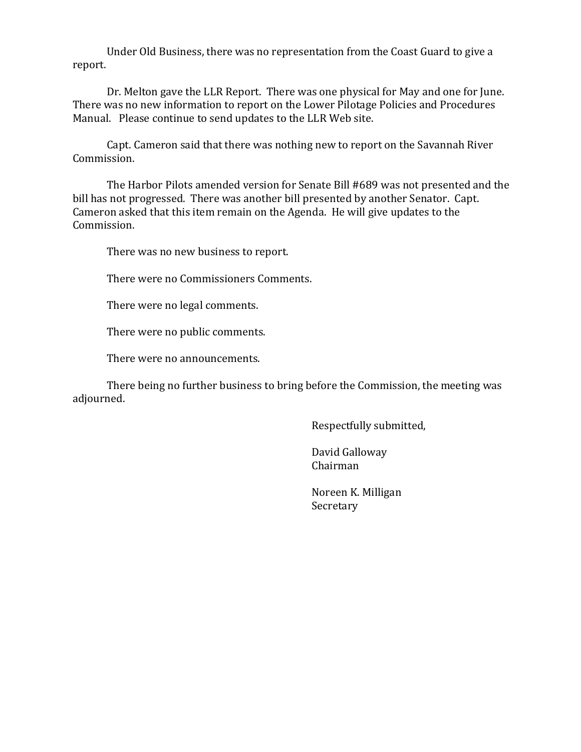Under Old Business, there was no representation from the Coast Guard to give a report.

Dr. Melton gave the LLR Report. There was one physical for May and one for June. There was no new information to report on the Lower Pilotage Policies and Procedures Manual. Please continue to send updates to the LLR Web site.

Capt. Cameron said that there was nothing new to report on the Savannah River Commission.

The Harbor Pilots amended version for Senate Bill #689 was not presented and the bill has not progressed. There was another bill presented by another Senator. Capt. Cameron asked that this item remain on the Agenda. He will give updates to the Commission.

There was no new business to report.

There were no Commissioners Comments.

There were no legal comments.

There were no public comments.

There were no announcements.

There being no further business to bring before the Commission, the meeting was adjourned.

Respectfully submitted,

David Galloway
Chairman

Noreen K. Milligan
Secretary